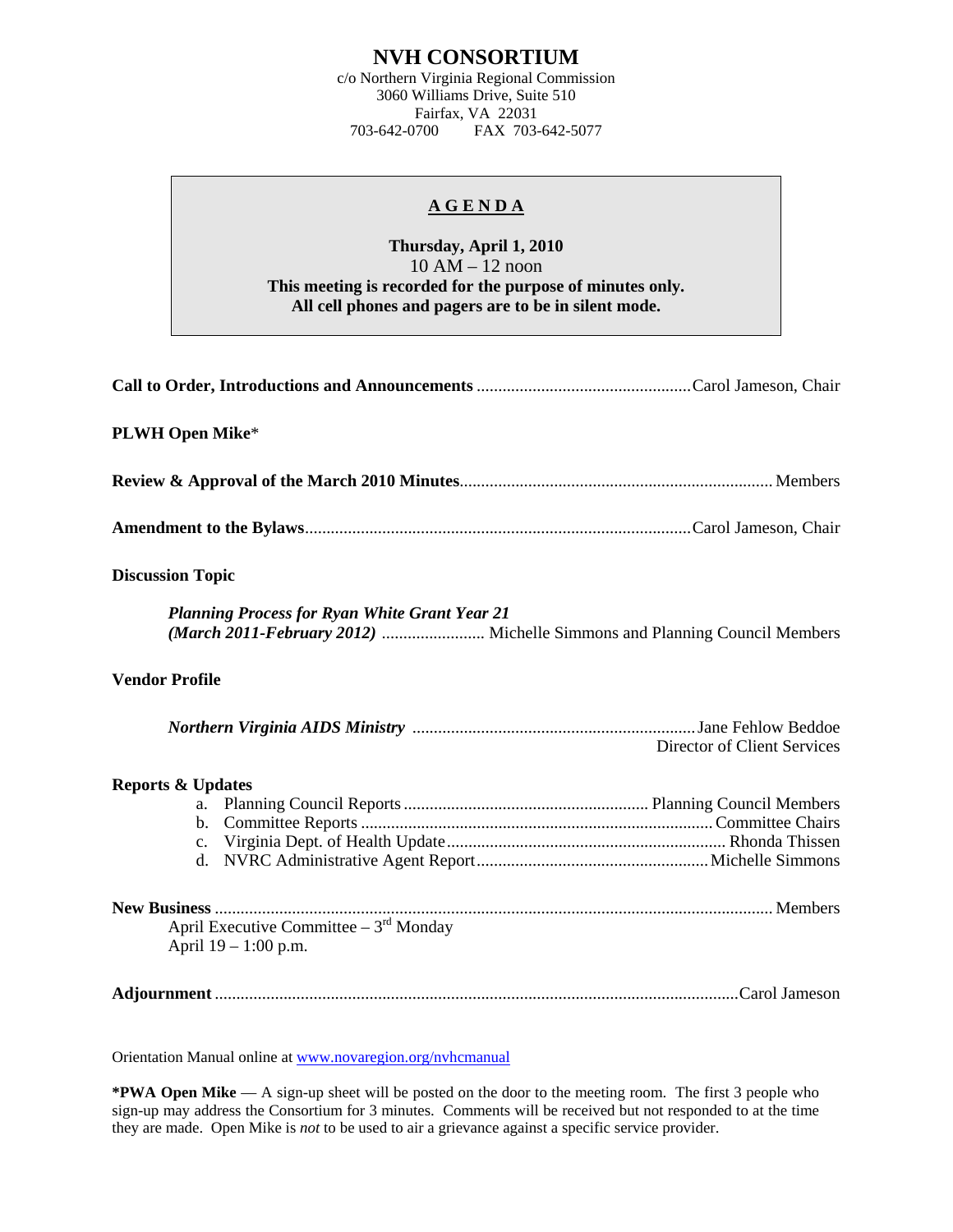# NVH CONSORTIUM

c/o Northern Virginia Regional Commission
3060 Williams Drive, Suite 510
Fairfax, VA 22031
703-642-0700 FAX 703-642-5077

## AGENDA

**Thursday, April 1, 2010**
10 AM – 12 noon
**This meeting is recorded for the purpose of minutes only.**
**All cell phones and pagers are to be in silent mode.**

**Call to Order, Introductions and Announcements** .......... Carol Jameson, Chair

**PLWH Open Mike***

**Review & Approval of the March 2010 Minutes** .......... Members

**Amendment to the Bylaws** .......... Carol Jameson, Chair

**Discussion Topic**

***Planning Process for Ryan White Grant Year 21***
***(March 2011-February 2012)*** .......... Michelle Simmons and Planning Council Members

**Vendor Profile**

***Northern Virginia AIDS Ministry*** .......... Jane Fehlow Beddoe
Director of Client Services

**Reports & Updates**

a. Planning Council Reports .......... Planning Council Members
b. Committee Reports .......... Committee Chairs
c. Virginia Dept. of Health Update .......... Rhonda Thissen
d. NVRC Administrative Agent Report .......... Michelle Simmons

**New Business** .......... Members

April Executive Committee – 3rd Monday
April 19 – 1:00 p.m.

**Adjournment** .......... Carol Jameson

Orientation Manual online at www.novaregion.org/nvhcmanual

***PWA Open Mike** — A sign-up sheet will be posted on the door to the meeting room. The first 3 people who sign-up may address the Consortium for 3 minutes. Comments will be received but not responded to at the time they are made. Open Mike is *not* to be used to air a grievance against a specific service provider.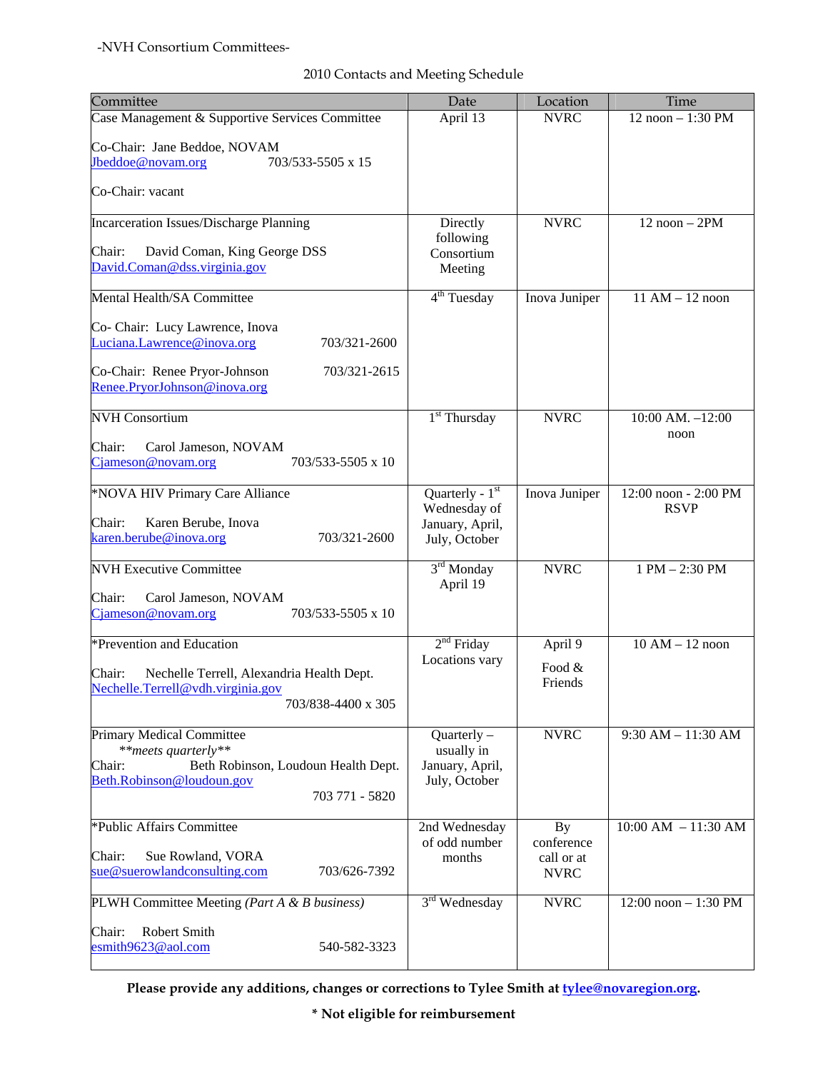-NVH Consortium Committees-

2010 Contacts and Meeting Schedule

| Committee | Date | Location | Time |
|---|---|---|---|
| Case Management & Supportive Services Committee<br><br>Co-Chair: Jane Beddoe, NOVAM<br>Jbeddoe@novam.org 703/533-5505 x 15<br><br>Co-Chair: vacant | April 13 | NVRC | 12 noon – 1:30 PM |
| Incarceration Issues/Discharge Planning<br><br>Chair: David Coman, King George DSS<br>David.Coman@dss.virginia.gov | Directly following Consortium Meeting | NVRC | 12 noon – 2PM |
| Mental Health/SA Committee<br><br>Co- Chair: Lucy Lawrence, Inova<br>Luciana.Lawrence@inova.org 703/321-2600<br><br>Co-Chair: Renee Pryor-Johnson 703/321-2615<br>Renee.PryorJohnson@inova.org | 4th Tuesday | Inova Juniper | 11 AM – 12 noon |
| NVH Consortium<br><br>Chair: Carol Jameson, NOVAM<br>Cjameson@novam.org 703/533-5505 x 10 | 1st Thursday | NVRC | 10:00 AM. –12:00 noon |
| *NOVA HIV Primary Care Alliance<br><br>Chair: Karen Berube, Inova<br>karen.berube@inova.org 703/321-2600 | Quarterly - 1st Wednesday of January, April, July, October | Inova Juniper | 12:00 noon - 2:00 PM RSVP |
| NVH Executive Committee<br><br>Chair: Carol Jameson, NOVAM<br>Cjameson@novam.org 703/533-5505 x 10 | 3rd Monday April 19 | NVRC | 1 PM – 2:30 PM |
| *Prevention and Education<br><br>Chair: Nechelle Terrell, Alexandria Health Dept.<br>Nechelle.Terrell@vdh.virginia.gov<br>703/838-4400 x 305 | 2nd Friday Locations vary | April 9<br>Food & Friends | 10 AM – 12 noon |
| Primary Medical Committee<br>*\*meets quarterly\*\**<br>Chair: Beth Robinson, Loudoun Health Dept.<br>Beth.Robinson@loudoun.gov<br>703 771 - 5820 | Quarterly – usually in January, April, July, October | NVRC | 9:30 AM – 11:30 AM |
| *Public Affairs Committee<br><br>Chair: Sue Rowland, VORA<br>sue@suerowlandconsulting.com 703/626-7392 | 2nd Wednesday of odd number months | By conference call or at NVRC | 10:00 AM – 11:30 AM |
| PLWH Committee Meeting *(Part A & B business)*<br><br>Chair: Robert Smith<br>esmith9623@aol.com 540-582-3323 | 3rd Wednesday | NVRC | 12:00 noon – 1:30 PM |

**Please provide any additions, changes or corrections to Tylee Smith at tylee@novaregion.org.**

**\* Not eligible for reimbursement**